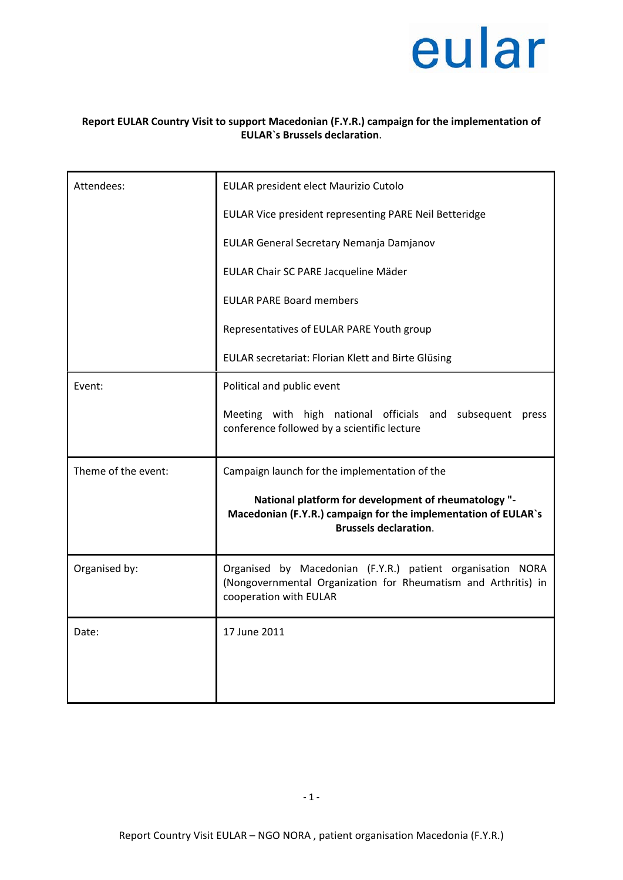eular

**Report EULAR Country Visit to support Macedonian (F.Y.R.) campaign for the implementation of EULAR`s Brussels declaration**.

| | |
|---|---|
| Attendees: | EULAR president elect Maurizio Cutolo<br><br>EULAR Vice president representing PARE Neil Betteridge<br><br>EULAR General Secretary Nemanja Damjanov<br><br>EULAR Chair SC PARE Jacqueline Mäder<br><br>EULAR PARE Board members<br><br>Representatives of EULAR PARE Youth group<br><br>EULAR secretariat: Florian Klett and Birte Glüsing |
| Event: | Political and public event<br><br>Meeting with high national officials and subsequent press conference followed by a scientific lecture |
| Theme of the event: | Campaign launch for the implementation of the<br><br>**National platform for development of rheumatology "- Macedonian (F.Y.R.) campaign for the implementation of EULAR`s Brussels declaration**. |
| Organised by: | Organised by Macedonian (F.Y.R.) patient organisation NORA (Nongovernmental Organization for Rheumatism and Arthritis) in cooperation with EULAR |
| Date: | 17 June 2011 |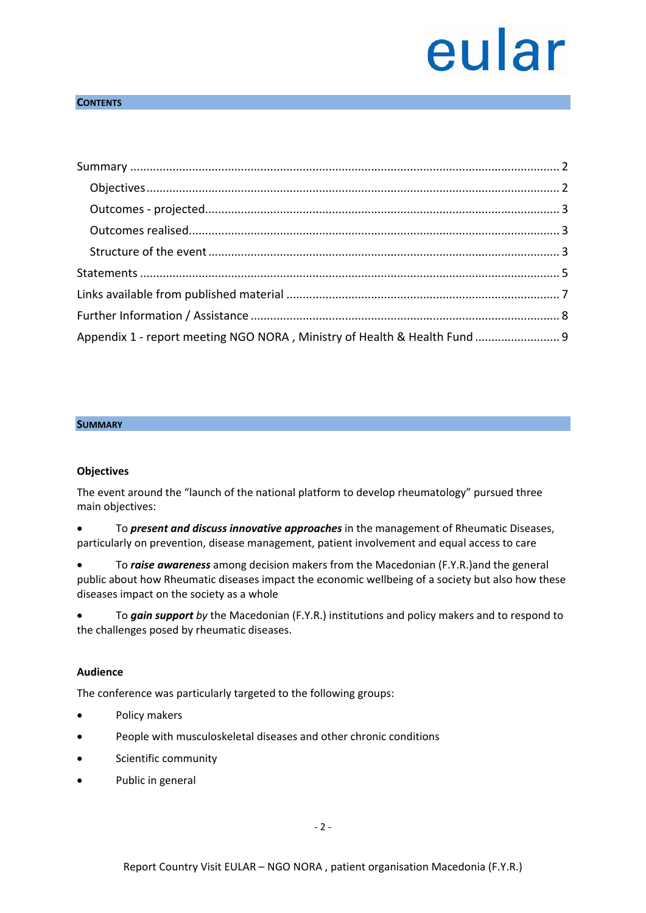## CONTENTS

Summary ..... 2

- Objectives ..... 2
- Outcomes - projected ..... 3
- Outcomes realised ..... 3
- Structure of the event ..... 3

Statements ..... 5

Links available from published material ..... 7

Further Information / Assistance ..... 8

Appendix 1 - report meeting NGO NORA , Ministry of Health & Health Fund ..... 9

## SUMMARY

### Objectives

The event around the “launch of the national platform to develop rheumatology” pursued three main objectives:

- To ***present and discuss innovative approaches*** in the management of Rheumatic Diseases, particularly on prevention, disease management, patient involvement and equal access to care
- To ***raise awareness*** among decision makers from the Macedonian (F.Y.R.)and the general public about how Rheumatic diseases impact the economic wellbeing of a society but also how these diseases impact on the society as a whole
- To ***gain support*** *by* the Macedonian (F.Y.R.) institutions and policy makers and to respond to the challenges posed by rheumatic diseases.

### Audience

The conference was particularly targeted to the following groups:

- Policy makers
- People with musculoskeletal diseases and other chronic conditions
- Scientific community
- Public in general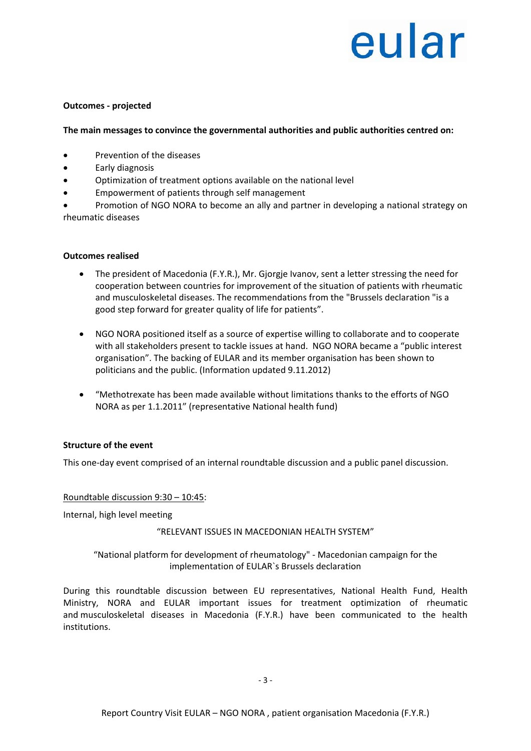**Outcomes - projected**

**The main messages to convince the governmental authorities and public authorities centred on:**

- Prevention of the diseases
- Early diagnosis
- Optimization of treatment options available on the national level
- Empowerment of patients through self management
- Promotion of NGO NORA to become an ally and partner in developing a national strategy on rheumatic diseases

**Outcomes realised**

- The president of Macedonia (F.Y.R.), Mr. Gjorgje Ivanov, sent a letter stressing the need for cooperation between countries for improvement of the situation of patients with rheumatic and musculoskeletal diseases. The recommendations from the "Brussels declaration "is a good step forward for greater quality of life for patients".

- NGO NORA positioned itself as a source of expertise willing to collaborate and to cooperate with all stakeholders present to tackle issues at hand. NGO NORA became a "public interest organisation". The backing of EULAR and its member organisation has been shown to politicians and the public. (Information updated 9.11.2012)

- "Methotrexate has been made available without limitations thanks to the efforts of NGO NORA as per 1.1.2011" (representative National health fund)

**Structure of the event**

This one-day event comprised of an internal roundtable discussion and a public panel discussion.

Roundtable discussion 9:30 – 10:45:

Internal, high level meeting

"RELEVANT ISSUES IN MACEDONIAN HEALTH SYSTEM"

"National platform for development of rheumatology" - Macedonian campaign for the implementation of EULAR`s Brussels declaration

During this roundtable discussion between EU representatives, National Health Fund, Health Ministry, NORA and EULAR important issues for treatment optimization of rheumatic and musculoskeletal diseases in Macedonia (F.Y.R.) have been communicated to the health institutions.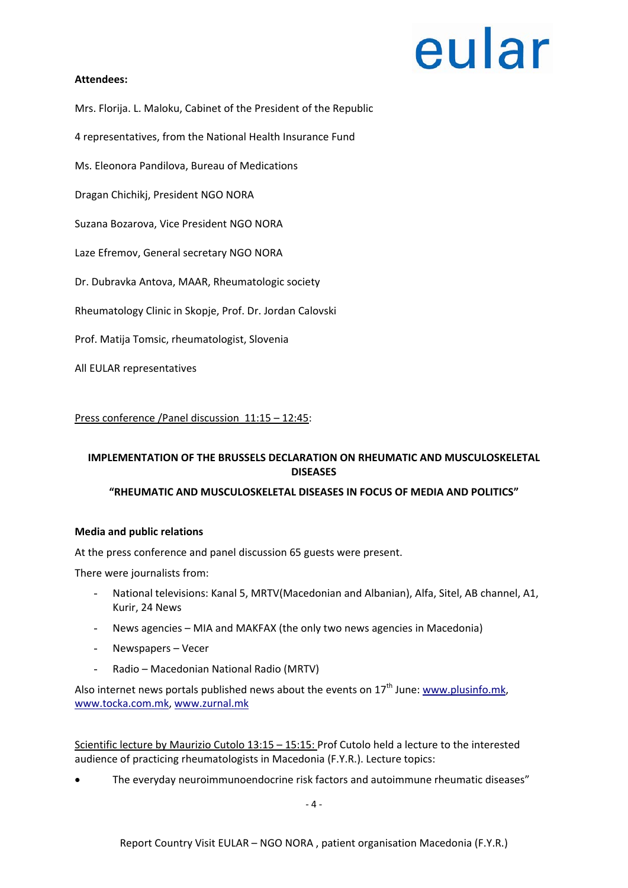**Attendees:**

Mrs. Florija. L. Maloku, Cabinet of the President of the Republic

4 representatives, from the National Health Insurance Fund

Ms. Eleonora Pandilova, Bureau of Medications

Dragan Chichikj, President NGO NORA

Suzana Bozarova, Vice President NGO NORA

Laze Efremov, General secretary NGO NORA

Dr. Dubravka Antova, MAAR, Rheumatologic society

Rheumatology Clinic in Skopje, Prof. Dr. Jordan Calovski

Prof. Matija Tomsic, rheumatologist, Slovenia

All EULAR representatives

Press conference /Panel discussion 11:15 – 12:45:

**IMPLEMENTATION OF THE BRUSSELS DECLARATION ON RHEUMATIC AND MUSCULOSKELETAL DISEASES**

**"RHEUMATIC AND MUSCULOSKELETAL DISEASES IN FOCUS OF MEDIA AND POLITICS"**

**Media and public relations**

At the press conference and panel discussion 65 guests were present.

There were journalists from:

- National televisions: Kanal 5, MRTV(Macedonian and Albanian), Alfa, Sitel, AB channel, A1, Kurir, 24 News
- News agencies – MIA and MAKFAX (the only two news agencies in Macedonia)
- Newspapers – Vecer
- Radio – Macedonian National Radio (MRTV)

Also internet news portals published news about the events on 17th June: www.plusinfo.mk, www.tocka.com.mk, www.zurnal.mk

Scientific lecture by Maurizio Cutolo 13:15 – 15:15: Prof Cutolo held a lecture to the interested audience of practicing rheumatologists in Macedonia (F.Y.R.). Lecture topics:

- The everyday neuroimmunoendocrine risk factors and autoimmune rheumatic diseases"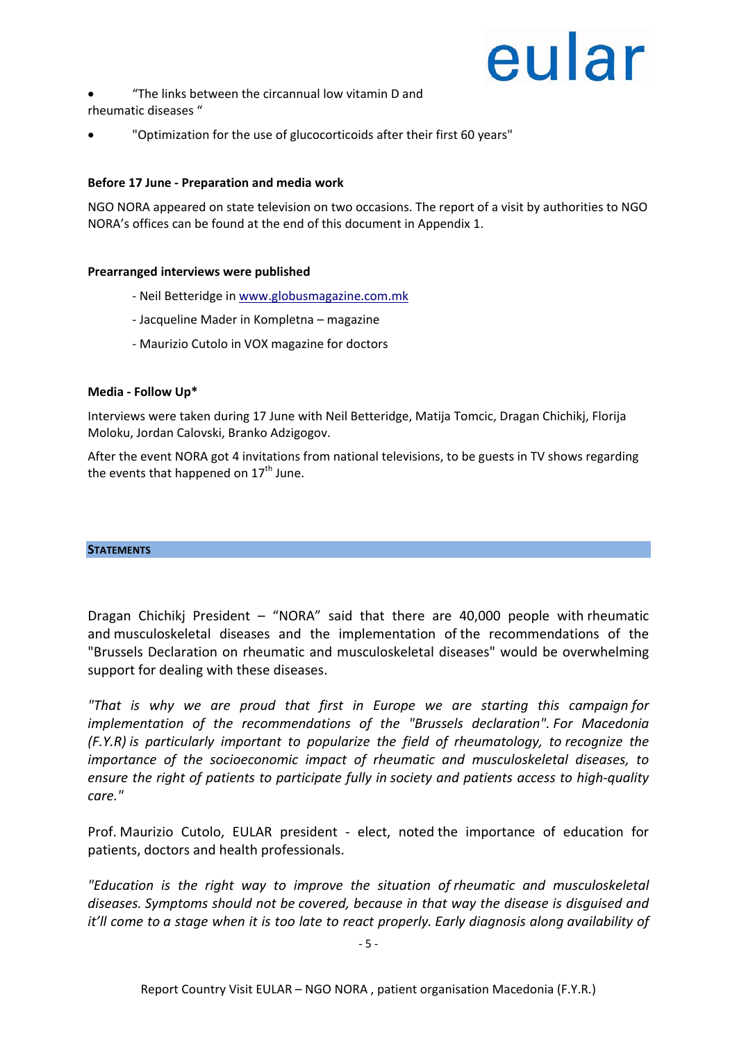- "The links between the circannual low vitamin D and rheumatic diseases "
- "Optimization for the use of glucocorticoids after their first 60 years"

**Before 17 June - Preparation and media work**

NGO NORA appeared on state television on two occasions. The report of a visit by authorities to NGO NORA's offices can be found at the end of this document in Appendix 1.

**Prearranged interviews were published**

- Neil Betteridge in www.globusmagazine.com.mk
- Jacqueline Mader in Kompletna – magazine
- Maurizio Cutolo in VOX magazine for doctors

**Media - Follow Up***

Interviews were taken during 17 June with Neil Betteridge, Matija Tomcic, Dragan Chichikj, Florija Moloku, Jordan Calovski, Branko Adzigogov.

After the event NORA got 4 invitations from national televisions, to be guests in TV shows regarding the events that happened on 17th June.

## STATEMENTS

Dragan Chichikj President – "NORA" said that there are 40,000 people with rheumatic and musculoskeletal diseases and the implementation of the recommendations of the "Brussels Declaration on rheumatic and musculoskeletal diseases" would be overwhelming support for dealing with these diseases.

*"That is why we are proud that first in Europe we are starting this campaign for implementation of the recommendations of the "Brussels declaration". For Macedonia (F.Y.R) is particularly important to popularize the field of rheumatology, to recognize the importance of the socioeconomic impact of rheumatic and musculoskeletal diseases, to ensure the right of patients to participate fully in society and patients access to high-quality care."*

Prof. Maurizio Cutolo, EULAR president - elect, noted the importance of education for patients, doctors and health professionals.

*"Education is the right way to improve the situation of rheumatic and musculoskeletal diseases. Symptoms should not be covered, because in that way the disease is disguised and it'll come to a stage when it is too late to react properly. Early diagnosis along availability of*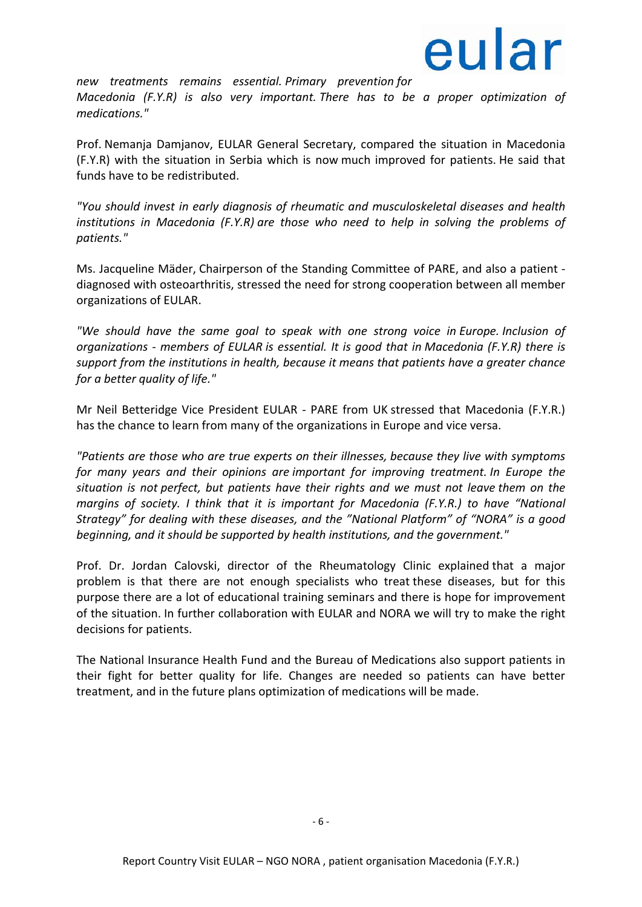*new treatments remains essential. Primary prevention for Macedonia (F.Y.R) is also very important. There has to be a proper optimization of medications."*

Prof. Nemanja Damjanov, EULAR General Secretary, compared the situation in Macedonia (F.Y.R) with the situation in Serbia which is now much improved for patients. He said that funds have to be redistributed.

*"You should invest in early diagnosis of rheumatic and musculoskeletal diseases and health institutions in Macedonia (F.Y.R) are those who need to help in solving the problems of patients."*

Ms. Jacqueline Mäder, Chairperson of the Standing Committee of PARE, and also a patient - diagnosed with osteoarthritis, stressed the need for strong cooperation between all member organizations of EULAR.

*"We should have the same goal to speak with one strong voice in Europe. Inclusion of organizations - members of EULAR is essential. It is good that in Macedonia (F.Y.R) there is support from the institutions in health, because it means that patients have a greater chance for a better quality of life."*

Mr Neil Betteridge Vice President EULAR - PARE from UK stressed that Macedonia (F.Y.R.) has the chance to learn from many of the organizations in Europe and vice versa.

*"Patients are those who are true experts on their illnesses, because they live with symptoms for many years and their opinions are important for improving treatment. In Europe the situation is not perfect, but patients have their rights and we must not leave them on the margins of society. I think that it is important for Macedonia (F.Y.R.) to have "National Strategy" for dealing with these diseases, and the "National Platform" of "NORA" is a good beginning, and it should be supported by health institutions, and the government."*

Prof. Dr. Jordan Calovski, director of the Rheumatology Clinic explained that a major problem is that there are not enough specialists who treat these diseases, but for this purpose there are a lot of educational training seminars and there is hope for improvement of the situation. In further collaboration with EULAR and NORA we will try to make the right decisions for patients.

The National Insurance Health Fund and the Bureau of Medications also support patients in their fight for better quality for life. Changes are needed so patients can have better treatment, and in the future plans optimization of medications will be made.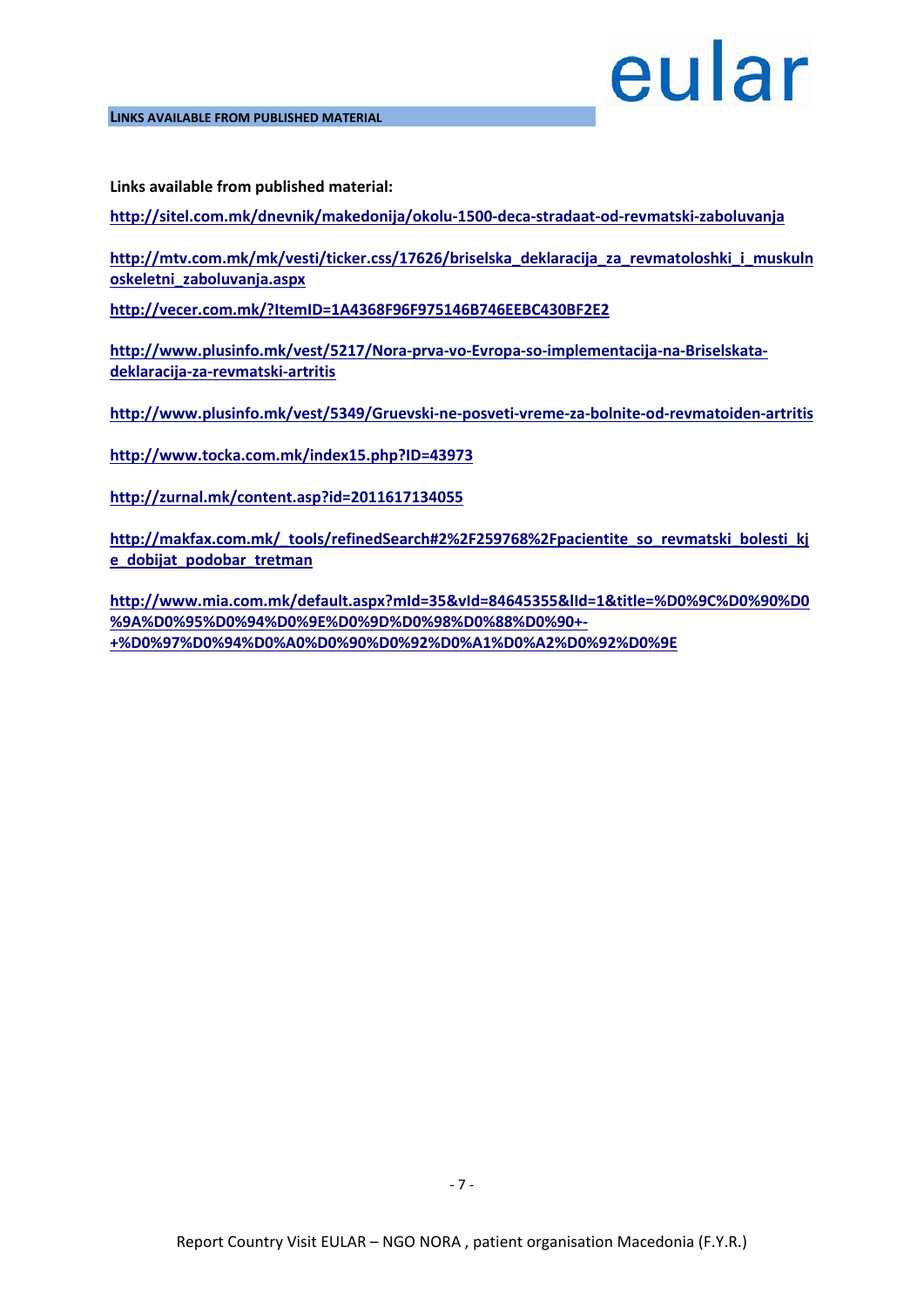**Links available from published material:**

**http://sitel.com.mk/dnevnik/makedonija/okolu-1500-deca-stradaat-od-revmatski-zaboluvanja**

**http://mtv.com.mk/mk/vesti/ticker.css/17626/briselska_deklaracija_za_revmatoloshki_i_muskulnoskeletni_zaboluvanja.aspx**

**http://vecer.com.mk/?ItemID=1A4368F96F975146B746EEBC430BF2E2**

**http://www.plusinfo.mk/vest/5217/Nora-prva-vo-Evropa-so-implementacija-na-Briselskata-deklaracija-za-revmatski-artritis**

**http://www.plusinfo.mk/vest/5349/Gruevski-ne-posveti-vreme-za-bolnite-od-revmatoiden-artritis**

**http://www.tocka.com.mk/index15.php?ID=43973**

**http://zurnal.mk/content.asp?id=2011617134055**

**http://makfax.com.mk/_tools/refinedSearch#2%2F259768%2Fpacientite_so_revmatski_bolesti_kje_dobijat_podobar_tretman**

**http://www.mia.com.mk/default.aspx?mId=35&vId=84645355&lId=1&title=%D0%9C%D0%90%D0%9A%D0%95%D0%94%D0%9E%D0%9D%D0%98%D0%88%D0%90+-+%D0%97%D0%94%D0%A0%D0%90%D0%92%D0%A1%D0%A2%D0%92%D0%9E**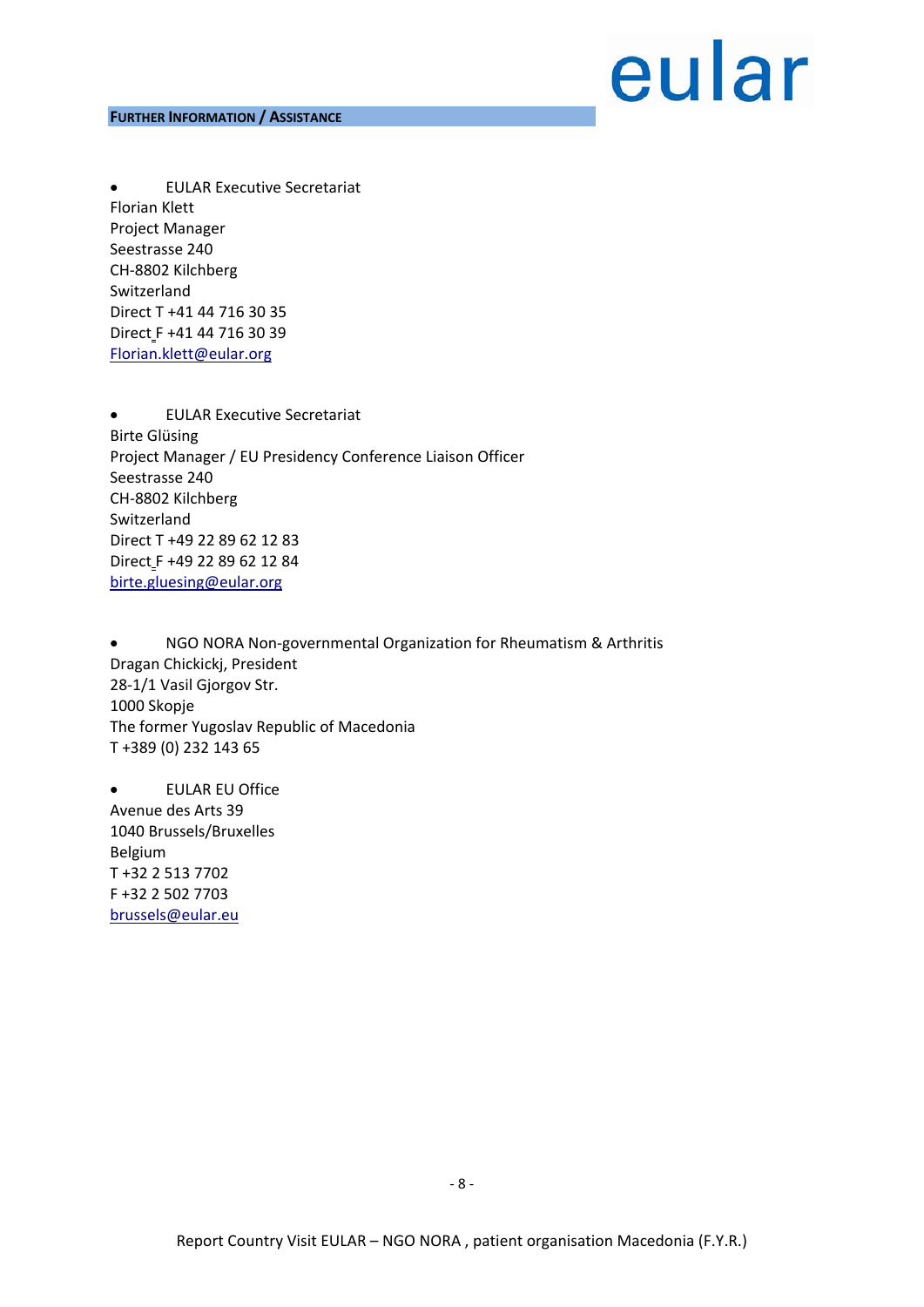## FURTHER INFORMATION / ASSISTANCE

- EULAR Executive Secretariat

Florian Klett
Project Manager
Seestrasse 240
CH-8802 Kilchberg
Switzerland
Direct T +41 44 716 30 35
Direct F +41 44 716 30 39
Florian.klett@eular.org

- EULAR Executive Secretariat

Birte Glüsing
Project Manager / EU Presidency Conference Liaison Officer
Seestrasse 240
CH-8802 Kilchberg
Switzerland
Direct T +49 22 89 62 12 83
Direct F +49 22 89 62 12 84
birte.gluesing@eular.org

- NGO NORA Non-governmental Organization for Rheumatism & Arthritis

Dragan Chickickj, President
28-1/1 Vasil Gjorgov Str.
1000 Skopje
The former Yugoslav Republic of Macedonia
T +389 (0) 232 143 65

- EULAR EU Office

Avenue des Arts 39
1040 Brussels/Bruxelles
Belgium
T +32 2 513 7702
F +32 2 502 7703
brussels@eular.eu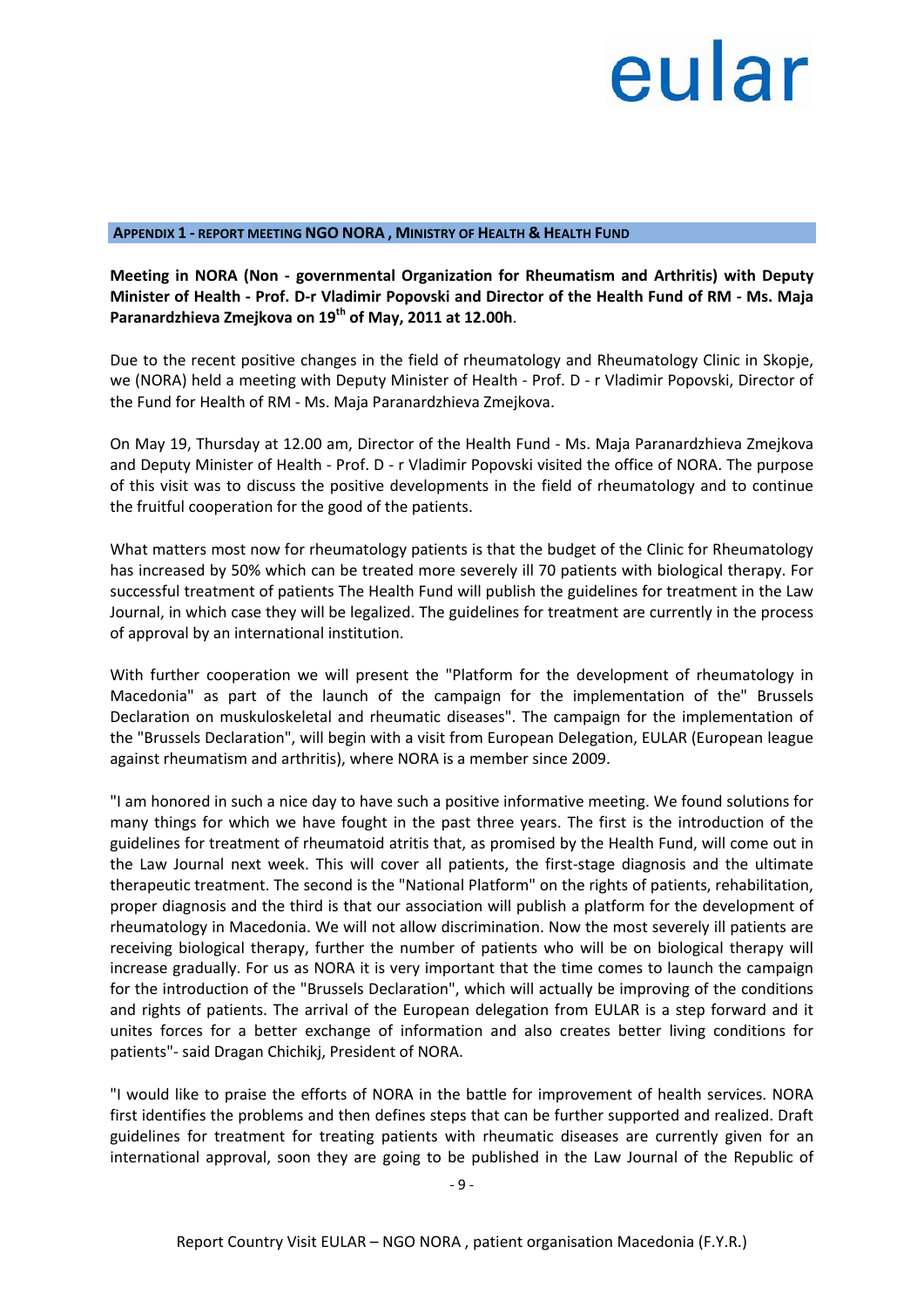## APPENDIX 1 - REPORT MEETING NGO NORA, MINISTRY OF HEALTH & HEALTH FUND

**Meeting in NORA (Non - governmental Organization for Rheumatism and Arthritis) with Deputy Minister of Health - Prof. D-r Vladimir Popovski and Director of the Health Fund of RM - Ms. Maja Paranardzhieva Zmejkova on 19th of May, 2011 at 12.00h**.

Due to the recent positive changes in the field of rheumatology and Rheumatology Clinic in Skopje, we (NORA) held a meeting with Deputy Minister of Health - Prof. D - r Vladimir Popovski, Director of the Fund for Health of RM - Ms. Maja Paranardzhieva Zmejkova.

On May 19, Thursday at 12.00 am, Director of the Health Fund - Ms. Maja Paranardzhieva Zmejkova and Deputy Minister of Health - Prof. D - r Vladimir Popovski visited the office of NORA. The purpose of this visit was to discuss the positive developments in the field of rheumatology and to continue the fruitful cooperation for the good of the patients.

What matters most now for rheumatology patients is that the budget of the Clinic for Rheumatology has increased by 50% which can be treated more severely ill 70 patients with biological therapy. For successful treatment of patients The Health Fund will publish the guidelines for treatment in the Law Journal, in which case they will be legalized. The guidelines for treatment are currently in the process of approval by an international institution.

With further cooperation we will present the "Platform for the development of rheumatology in Macedonia" as part of the launch of the campaign for the implementation of the" Brussels Declaration on muskuloskeletal and rheumatic diseases". The campaign for the implementation of the "Brussels Declaration", will begin with a visit from European Delegation, EULAR (European league against rheumatism and arthritis), where NORA is a member since 2009.

"I am honored in such a nice day to have such a positive informative meeting. We found solutions for many things for which we have fought in the past three years. The first is the introduction of the guidelines for treatment of rheumatoid atritis that, as promised by the Health Fund, will come out in the Law Journal next week. This will cover all patients, the first-stage diagnosis and the ultimate therapeutic treatment. The second is the "National Platform" on the rights of patients, rehabilitation, proper diagnosis and the third is that our association will publish a platform for the development of rheumatology in Macedonia. We will not allow discrimination. Now the most severely ill patients are receiving biological therapy, further the number of patients who will be on biological therapy will increase gradually. For us as NORA it is very important that the time comes to launch the campaign for the introduction of the "Brussels Declaration", which will actually be improving of the conditions and rights of patients. The arrival of the European delegation from EULAR is a step forward and it unites forces for a better exchange of information and also creates better living conditions for patients"- said Dragan Chichikj, President of NORA.

"I would like to praise the efforts of NORA in the battle for improvement of health services. NORA first identifies the problems and then defines steps that can be further supported and realized. Draft guidelines for treatment for treating patients with rheumatic diseases are currently given for an international approval, soon they are going to be published in the Law Journal of the Republic of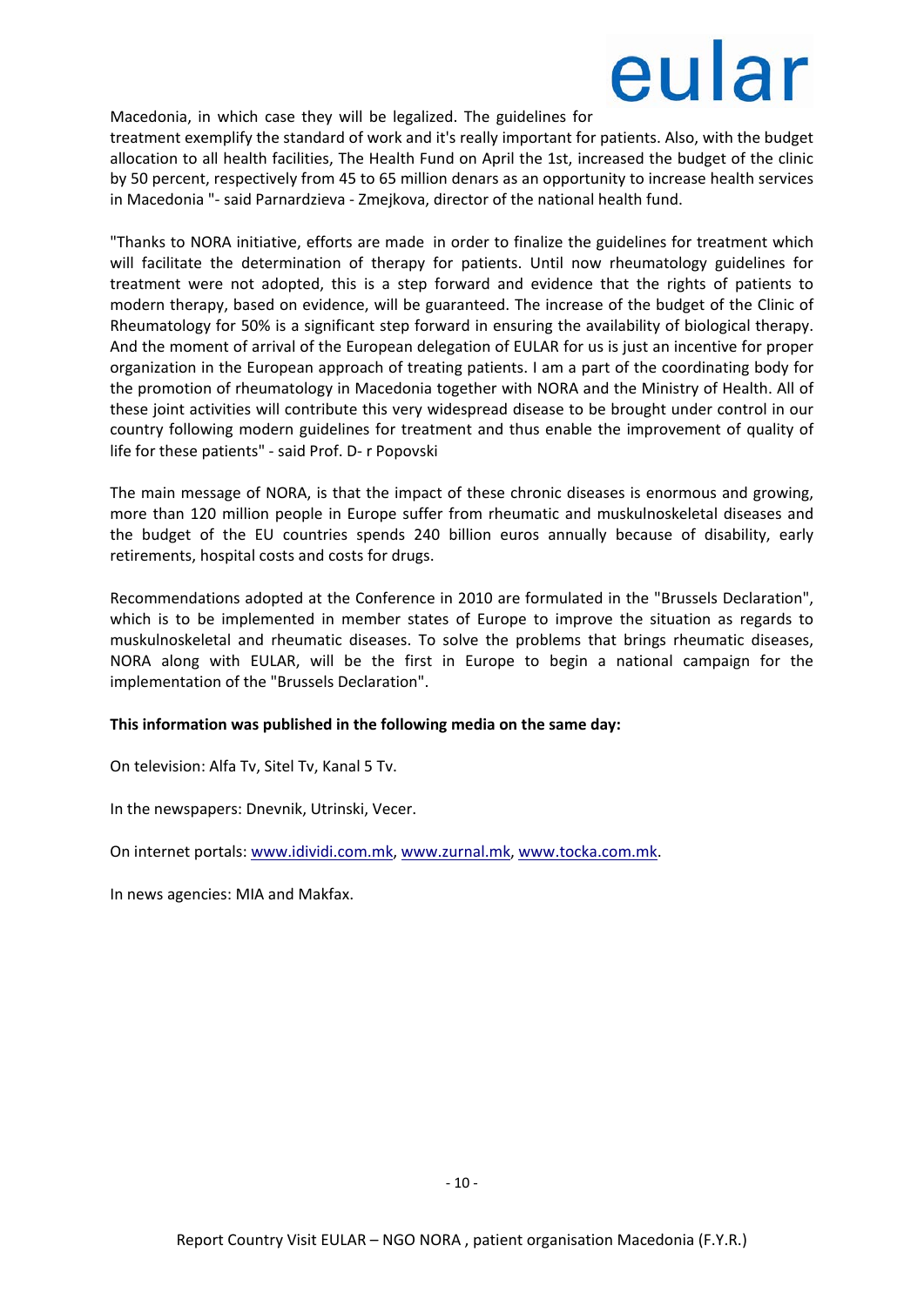Macedonia, in which case they will be legalized. The guidelines for treatment exemplify the standard of work and it's really important for patients. Also, with the budget allocation to all health facilities, The Health Fund on April the 1st, increased the budget of the clinic by 50 percent, respectively from 45 to 65 million denars as an opportunity to increase health services in Macedonia "- said Parnardzieva - Zmejkova, director of the national health fund.

"Thanks to NORA initiative, efforts are made in order to finalize the guidelines for treatment which will facilitate the determination of therapy for patients. Until now rheumatology guidelines for treatment were not adopted, this is a step forward and evidence that the rights of patients to modern therapy, based on evidence, will be guaranteed. The increase of the budget of the Clinic of Rheumatology for 50% is a significant step forward in ensuring the availability of biological therapy. And the moment of arrival of the European delegation of EULAR for us is just an incentive for proper organization in the European approach of treating patients. I am a part of the coordinating body for the promotion of rheumatology in Macedonia together with NORA and the Ministry of Health. All of these joint activities will contribute this very widespread disease to be brought under control in our country following modern guidelines for treatment and thus enable the improvement of quality of life for these patients" - said Prof. D- r Popovski

The main message of NORA, is that the impact of these chronic diseases is enormous and growing, more than 120 million people in Europe suffer from rheumatic and muskulnoskeletal diseases and the budget of the EU countries spends 240 billion euros annually because of disability, early retirements, hospital costs and costs for drugs.

Recommendations adopted at the Conference in 2010 are formulated in the "Brussels Declaration", which is to be implemented in member states of Europe to improve the situation as regards to muskulnoskeletal and rheumatic diseases. To solve the problems that brings rheumatic diseases, NORA along with EULAR, will be the first in Europe to begin a national campaign for the implementation of the "Brussels Declaration".

**This information was published in the following media on the same day:**

On television: Alfa Tv, Sitel Tv, Kanal 5 Tv.

In the newspapers: Dnevnik, Utrinski, Vecer.

On internet portals: www.idividi.com.mk, www.zurnal.mk, www.tocka.com.mk.

In news agencies: MIA and Makfax.